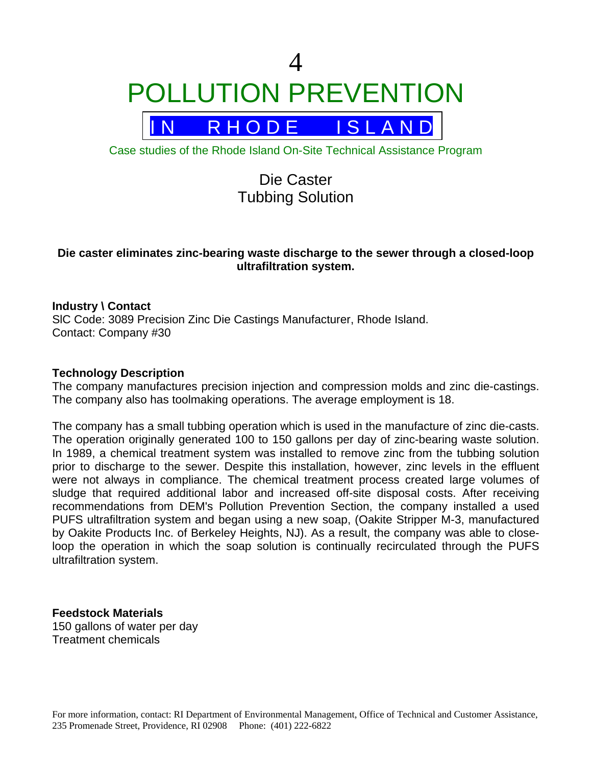4

# POLLUTION PREVENTION

IN RHODE ISLAND

Case studies of the Rhode Island On-Site Technical Assistance Program

## Die Caster
## Tubbing Solution

**Die caster eliminates zinc-bearing waste discharge to the sewer through a closed-loop ultrafiltration system.**

**Industry \ Contact**
SIC Code: 3089 Precision Zinc Die Castings Manufacturer, Rhode Island.
Contact: Company #30

**Technology Description**
The company manufactures precision injection and compression molds and zinc die-castings. The company also has toolmaking operations. The average employment is 18.

The company has a small tubbing operation which is used in the manufacture of zinc die-casts. The operation originally generated 100 to 150 gallons per day of zinc-bearing waste solution. In 1989, a chemical treatment system was installed to remove zinc from the tubbing solution prior to discharge to the sewer. Despite this installation, however, zinc levels in the effluent were not always in compliance. The chemical treatment process created large volumes of sludge that required additional labor and increased off-site disposal costs. After receiving recommendations from DEM's Pollution Prevention Section, the company installed a used PUFS ultrafiltration system and began using a new soap, (Oakite Stripper M-3, manufactured by Oakite Products Inc. of Berkeley Heights, NJ). As a result, the company was able to close-loop the operation in which the soap solution is continually recirculated through the PUFS ultrafiltration system.

**Feedstock Materials**
150 gallons of water per day
Treatment chemicals

For more information, contact: RI Department of Environmental Management, Office of Technical and Customer Assistance, 235 Promenade Street, Providence, RI 02908 Phone: (401) 222-6822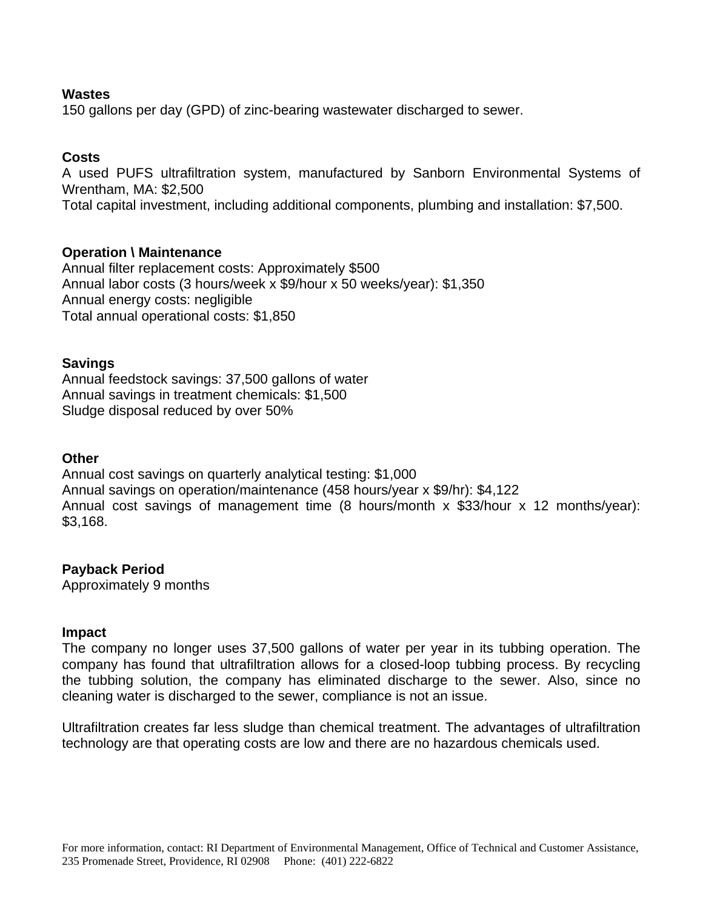**Wastes**

150 gallons per day (GPD) of zinc-bearing wastewater discharged to sewer.

**Costs**

A used PUFS ultrafiltration system, manufactured by Sanborn Environmental Systems of Wrentham, MA: $2,500

Total capital investment, including additional components, plumbing and installation: $7,500.

**Operation \ Maintenance**

Annual filter replacement costs: Approximately $500

Annual labor costs (3 hours/week x $9/hour x 50 weeks/year): $1,350

Annual energy costs: negligible

Total annual operational costs: $1,850

**Savings**

Annual feedstock savings: 37,500 gallons of water

Annual savings in treatment chemicals: $1,500

Sludge disposal reduced by over 50%

**Other**

Annual cost savings on quarterly analytical testing: $1,000

Annual savings on operation/maintenance (458 hours/year x $9/hr): $4,122

Annual cost savings of management time (8 hours/month x $33/hour x 12 months/year): $3,168.

**Payback Period**

Approximately 9 months

**Impact**

The company no longer uses 37,500 gallons of water per year in its tubbing operation. The company has found that ultrafiltration allows for a closed-loop tubbing process. By recycling the tubbing solution, the company has eliminated discharge to the sewer. Also, since no cleaning water is discharged to the sewer, compliance is not an issue.

Ultrafiltration creates far less sludge than chemical treatment. The advantages of ultrafiltration technology are that operating costs are low and there are no hazardous chemicals used.

For more information, contact: RI Department of Environmental Management, Office of Technical and Customer Assistance, 235 Promenade Street, Providence, RI 02908 Phone: (401) 222-6822